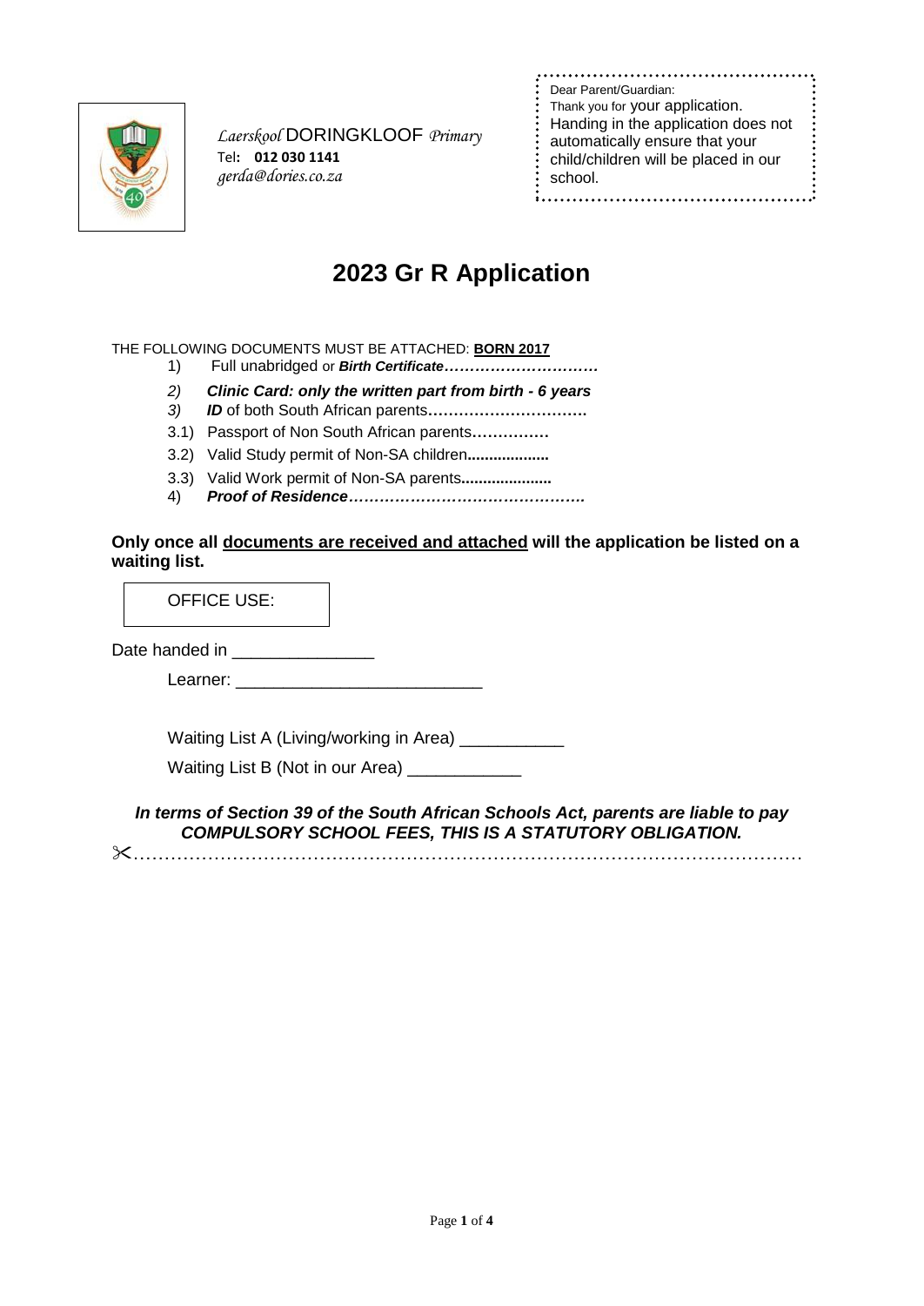*Laerskool* DORINGKLOOF *Primary*
Tel**: 012 030 1141**
*gerda@dories.co.za*

Dear Parent/Guardian:
Thank you for your application.
Handing in the application does not automatically ensure that your child/children will be placed in our school.

# 2023 Gr R Application

THE FOLLOWING DOCUMENTS MUST BE ATTACHED: **BORN 2017**

1) Full unabridged or ***Birth Certificate…………………………***
2) ***Clinic Card: only the written part from birth - 6 years***
3) ***ID*** of both South African parents**………………………….**

3.1) Passport of Non South African parents**……………**

3.2) Valid Study permit of Non-SA children**..................**

3.3) Valid Work permit of Non-SA parents**....................**

4) ***Proof of Residence……………………………………….***

**Only once all <u>documents are received and attached</u> will the application be listed on a waiting list.**

OFFICE USE:

Date handed in _______________

Learner: _________________________

Waiting List A (Living/working in Area) ___________

Waiting List B (Not in our Area) ____________

***In terms of Section 39 of the South African Schools Act, parents are liable to pay COMPULSORY SCHOOL FEES, THIS IS A STATUTORY OBLIGATION.***

✂………………………………………………………………………………………………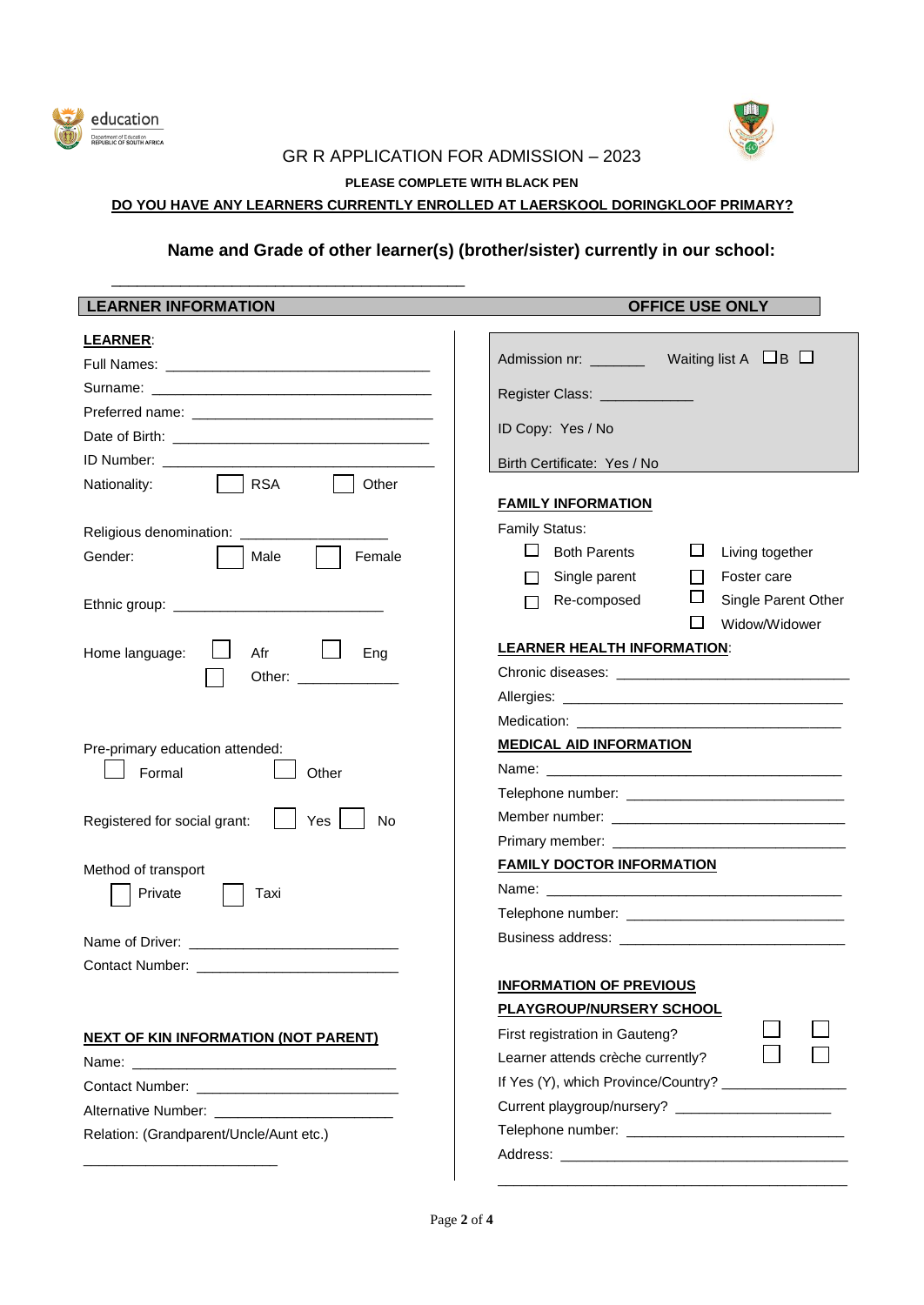GR R APPLICATION FOR ADMISSION – 2023

**PLEASE COMPLETE WITH BLACK PEN**

**DO YOU HAVE ANY LEARNERS CURRENTLY ENROLLED AT LAERSKOOL DORINGKLOOF PRIMARY?**

### Name and Grade of other learner(s) (brother/sister) currently in our school:

\_\_\_\_\_\_\_\_\_\_\_\_\_\_\_\_\_\_\_\_\_\_\_\_\_\_\_\_\_\_\_\_\_\_\_\_\_\_\_\_\_\_

## LEARNER INFORMATION

**LEARNER**:

Full Names: \_\_\_\_\_\_\_\_\_\_\_\_\_\_\_\_\_\_\_\_\_\_\_\_\_\_\_\_\_\_\_\_

Surname: \_\_\_\_\_\_\_\_\_\_\_\_\_\_\_\_\_\_\_\_\_\_\_\_\_\_\_\_\_\_\_\_

Preferred name: \_\_\_\_\_\_\_\_\_\_\_\_\_\_\_\_\_\_\_\_\_\_\_\_\_\_\_\_\_

Date of Birth: \_\_\_\_\_\_\_\_\_\_\_\_\_\_\_\_\_\_\_\_\_\_\_\_\_\_\_\_\_\_

ID Number: \_\_\_\_\_\_\_\_\_\_\_\_\_\_\_\_\_\_\_\_\_\_\_\_\_\_\_\_\_\_\_\_

Nationality: ☐ RSA ☐ Other

Religious denomination: \_\_\_\_\_\_\_\_\_\_\_\_\_\_\_\_\_\_

Gender: ☐ Male ☐ Female

Ethnic group: \_\_\_\_\_\_\_\_\_\_\_\_\_\_\_\_\_\_\_\_\_\_\_\_\_\_

Home language: ☐ Afr ☐ Eng ☐ Other: \_\_\_\_\_\_\_\_\_\_\_\_

Pre-primary education attended:
☐ Formal ☐ Other

Registered for social grant: ☐ Yes ☐ No

Method of transport
☐ Private ☐ Taxi

Name of Driver: \_\_\_\_\_\_\_\_\_\_\_\_\_\_\_\_\_\_\_\_\_\_\_\_\_

Contact Number: \_\_\_\_\_\_\_\_\_\_\_\_\_\_\_\_\_\_\_\_\_\_\_\_\_

**NEXT OF KIN INFORMATION (NOT PARENT)**

Name: \_\_\_\_\_\_\_\_\_\_\_\_\_\_\_\_\_\_\_\_\_\_\_\_\_\_\_\_\_\_\_\_

Contact Number: \_\_\_\_\_\_\_\_\_\_\_\_\_\_\_\_\_\_\_\_\_\_\_\_\_

Alternative Number: \_\_\_\_\_\_\_\_\_\_\_\_\_\_\_\_\_\_\_\_\_\_

Relation: (Grandparent/Uncle/Aunt etc.)

\_\_\_\_\_\_\_\_\_\_\_\_\_\_\_\_\_\_\_\_\_\_\_\_

## OFFICE USE ONLY

Admission nr: \_\_\_\_\_\_\_ Waiting list A ☐ B ☐

Register Class: \_\_\_\_\_\_\_\_\_\_\_

ID Copy: Yes / No

Birth Certificate: Yes / No

**FAMILY INFORMATION**

Family Status:

☐ Both Parents ☐ Living together
☐ Single parent ☐ Foster care
☐ Re-composed ☐ Single Parent Other
☐ Widow/Widower

**LEARNER HEALTH INFORMATION**:

Chronic diseases: \_\_\_\_\_\_\_\_\_\_\_\_\_\_\_\_\_\_\_\_\_\_\_\_\_\_\_\_

Allergies: \_\_\_\_\_\_\_\_\_\_\_\_\_\_\_\_\_\_\_\_\_\_\_\_\_\_\_\_\_\_\_\_\_\_

Medication: \_\_\_\_\_\_\_\_\_\_\_\_\_\_\_\_\_\_\_\_\_\_\_\_\_\_\_\_\_\_\_

**MEDICAL AID INFORMATION**

Name: \_\_\_\_\_\_\_\_\_\_\_\_\_\_\_\_\_\_\_\_\_\_\_\_\_\_\_\_\_\_\_\_\_\_\_\_

Telephone number: \_\_\_\_\_\_\_\_\_\_\_\_\_\_\_\_\_\_\_\_\_\_\_\_\_

Member number: \_\_\_\_\_\_\_\_\_\_\_\_\_\_\_\_\_\_\_\_\_\_\_\_\_\_\_

Primary member: \_\_\_\_\_\_\_\_\_\_\_\_\_\_\_\_\_\_\_\_\_\_\_\_\_\_\_

**FAMILY DOCTOR INFORMATION**

Name: \_\_\_\_\_\_\_\_\_\_\_\_\_\_\_\_\_\_\_\_\_\_\_\_\_\_\_\_\_\_\_\_\_\_\_\_

Telephone number: \_\_\_\_\_\_\_\_\_\_\_\_\_\_\_\_\_\_\_\_\_\_\_\_\_

Business address: \_\_\_\_\_\_\_\_\_\_\_\_\_\_\_\_\_\_\_\_\_\_\_\_\_\_\_

**INFORMATION OF PREVIOUS PLAYGROUP/NURSERY SCHOOL**

First registration in Gauteng? ☐ ☐

Learner attends crèche currently? ☐ ☐

If Yes (Y), which Province/Country? \_\_\_\_\_\_\_\_\_\_\_\_\_\_\_

Current playgroup/nursery? \_\_\_\_\_\_\_\_\_\_\_\_\_\_\_\_\_\_\_

Telephone number: \_\_\_\_\_\_\_\_\_\_\_\_\_\_\_\_\_\_\_\_\_\_\_\_\_

Address: \_\_\_\_\_\_\_\_\_\_\_\_\_\_\_\_\_\_\_\_\_\_\_\_\_\_\_\_\_\_\_\_\_\_\_

\_\_\_\_\_\_\_\_\_\_\_\_\_\_\_\_\_\_\_\_\_\_\_\_\_\_\_\_\_\_\_\_\_\_\_\_\_\_\_\_\_\_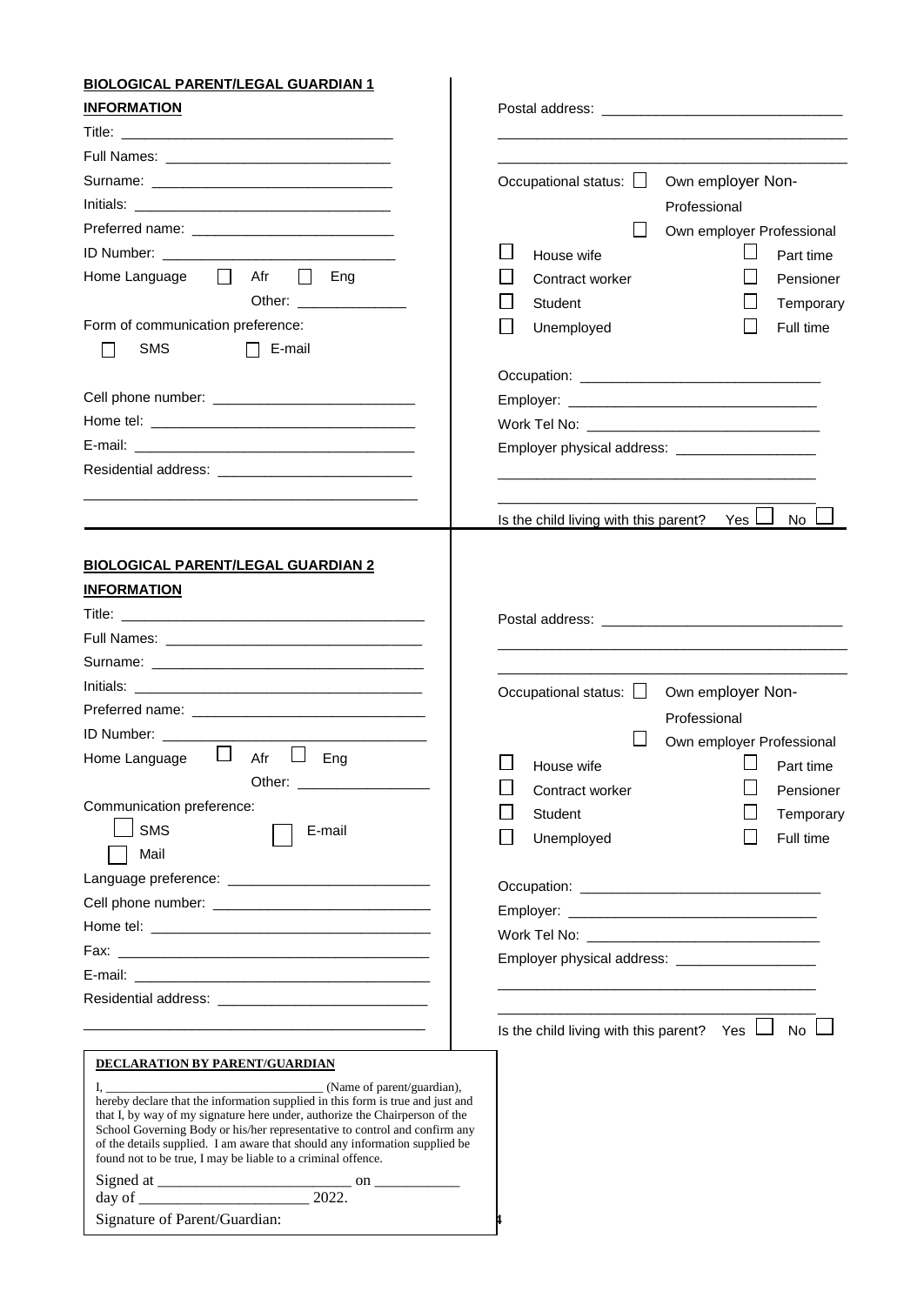## BIOLOGICAL PARENT/LEGAL GUARDIAN 1 INFORMATION

Title: ___________________________________

Full Names: ______________________________

Surname: ________________________________

Initials: _________________________________

Preferred name: ___________________________

ID Number: _______________________________

Home Language ☐ Afr ☐ Eng
Other: ______________

Form of communication preference:

☐ SMS ☐ E-mail

Cell phone number: __________________________

Home tel: __________________________________

E-mail: ____________________________________

Residential address: _________________________

_____________________________________________

Postal address: _______________________________

_____________________________________________

_____________________________________________

Occupational status: ☐ Own employer Non-Professional

☐ Own employer Professional

☐ House wife ☐ Part time

☐ Contract worker ☐ Pensioner

☐ Student ☐ Temporary

☐ Unemployed ☐ Full time

Occupation: ______________________________

Employer: ________________________________

Work Tel No: ______________________________

Employer physical address: __________________

__________________________________________

__________________________________________

Is the child living with this parent? Yes ☐ No ☐

## BIOLOGICAL PARENT/LEGAL GUARDIAN 2 INFORMATION

Title: _______________________________________

Full Names: __________________________________

Surname: ____________________________________

Initials: ______________________________________

Preferred name: _______________________________

ID Number: ___________________________________

Home Language ☐ Afr ☐ Eng
Other: _________________

Communication preference:

☐ SMS ☐ E-mail

☐ Mail

Language preference: __________________________

Cell phone number: ____________________________

Home tel: ____________________________________

Fax: ________________________________________

E-mail: ______________________________________

Residential address: ___________________________

_____________________________________________

Postal address: _______________________________

_____________________________________________

_____________________________________________

Occupational status: ☐ Own employer Non-Professional

☐ Own employer Professional

☐ House wife ☐ Part time

☐ Contract worker ☐ Pensioner

☐ Student ☐ Temporary

☐ Unemployed ☐ Full time

Occupation: ______________________________

Employer: ________________________________

Work Tel No: ______________________________

Employer physical address: __________________

__________________________________________

__________________________________________

Is the child living with this parent? Yes ☐ No ☐

**DECLARATION BY PARENT/GUARDIAN**

I, ________________________________ (Name of parent/guardian), hereby declare that the information supplied in this form is true and just and that I, by way of my signature here under, authorize the Chairperson of the School Governing Body or his/her representative to control and confirm any of the details supplied. I am aware that should any information supplied be found not to be true, I may be liable to a criminal offence.

Signed at _________________________ on ___________ day of ______________________ 2022.

Signature of Parent/Guardian: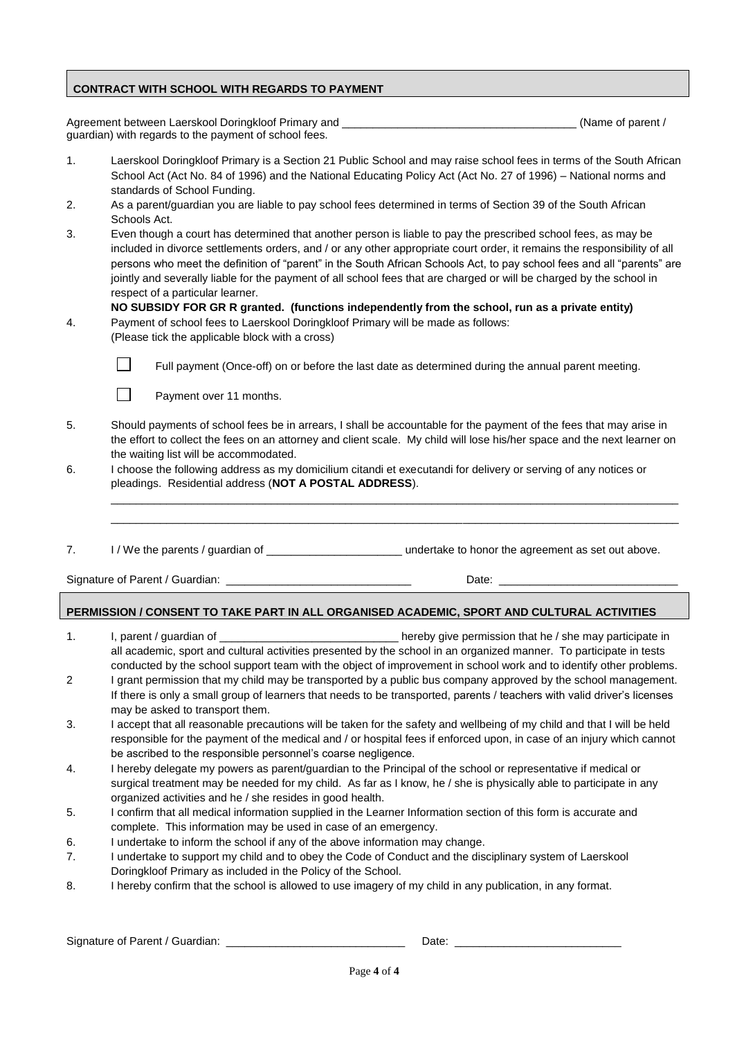## CONTRACT WITH SCHOOL WITH REGARDS TO PAYMENT

Agreement between Laerskool Doringkloof Primary and ______________________________________ (Name of parent / guardian) with regards to the payment of school fees.

1. Laerskool Doringkloof Primary is a Section 21 Public School and may raise school fees in terms of the South African School Act (Act No. 84 of 1996) and the National Educating Policy Act (Act No. 27 of 1996) – National norms and standards of School Funding.
2. As a parent/guardian you are liable to pay school fees determined in terms of Section 39 of the South African Schools Act.
3. Even though a court has determined that another person is liable to pay the prescribed school fees, as may be included in divorce settlements orders, and / or any other appropriate court order, it remains the responsibility of all persons who meet the definition of "parent" in the South African Schools Act, to pay school fees and all "parents" are jointly and severally liable for the payment of all school fees that are charged or will be charged by the school in respect of a particular learner.

   **NO SUBSIDY FOR GR R granted. (functions independently from the school, run as a private entity)**
4. Payment of school fees to Laerskool Doringkloof Primary will be made as follows:
   (Please tick the applicable block with a cross)

   ☐ Full payment (Once-off) on or before the last date as determined during the annual parent meeting.

   ☐ Payment over 11 months.
5. Should payments of school fees be in arrears, I shall be accountable for the payment of the fees that may arise in the effort to collect the fees on an attorney and client scale. My child will lose his/her space and the next learner on the waiting list will be accommodated.
6. I choose the following address as my domicilium citandi et executandi for delivery or serving of any notices or pleadings. Residential address (**NOT A POSTAL ADDRESS**).

   ______________________________________________________________________________

   ______________________________________________________________________________
7. I / We the parents / guardian of ______________________ undertake to honor the agreement as set out above.

Signature of Parent / Guardian: ______________________________ Date: _____________________________

## PERMISSION / CONSENT TO TAKE PART IN ALL ORGANISED ACADEMIC, SPORT AND CULTURAL ACTIVITIES

1. I, parent / guardian of _____________________________ hereby give permission that he / she may participate in all academic, sport and cultural activities presented by the school in an organized manner. To participate in tests conducted by the school support team with the object of improvement in school work and to identify other problems.
2. I grant permission that my child may be transported by a public bus company approved by the school management. If there is only a small group of learners that needs to be transported, parents / teachers with valid driver's licenses may be asked to transport them.
3. I accept that all reasonable precautions will be taken for the safety and wellbeing of my child and that I will be held responsible for the payment of the medical and / or hospital fees if enforced upon, in case of an injury which cannot be ascribed to the responsible personnel's coarse negligence.
4. I hereby delegate my powers as parent/guardian to the Principal of the school or representative if medical or surgical treatment may be needed for my child. As far as I know, he / she is physically able to participate in any organized activities and he / she resides in good health.
5. I confirm that all medical information supplied in the Learner Information section of this form is accurate and complete. This information may be used in case of an emergency.
6. I undertake to inform the school if any of the above information may change.
7. I undertake to support my child and to obey the Code of Conduct and the disciplinary system of Laerskool Doringkloof Primary as included in the Policy of the School.
8. I hereby confirm that the school is allowed to use imagery of my child in any publication, in any format.

Signature of Parent / Guardian: _____________________________ Date: ___________________________